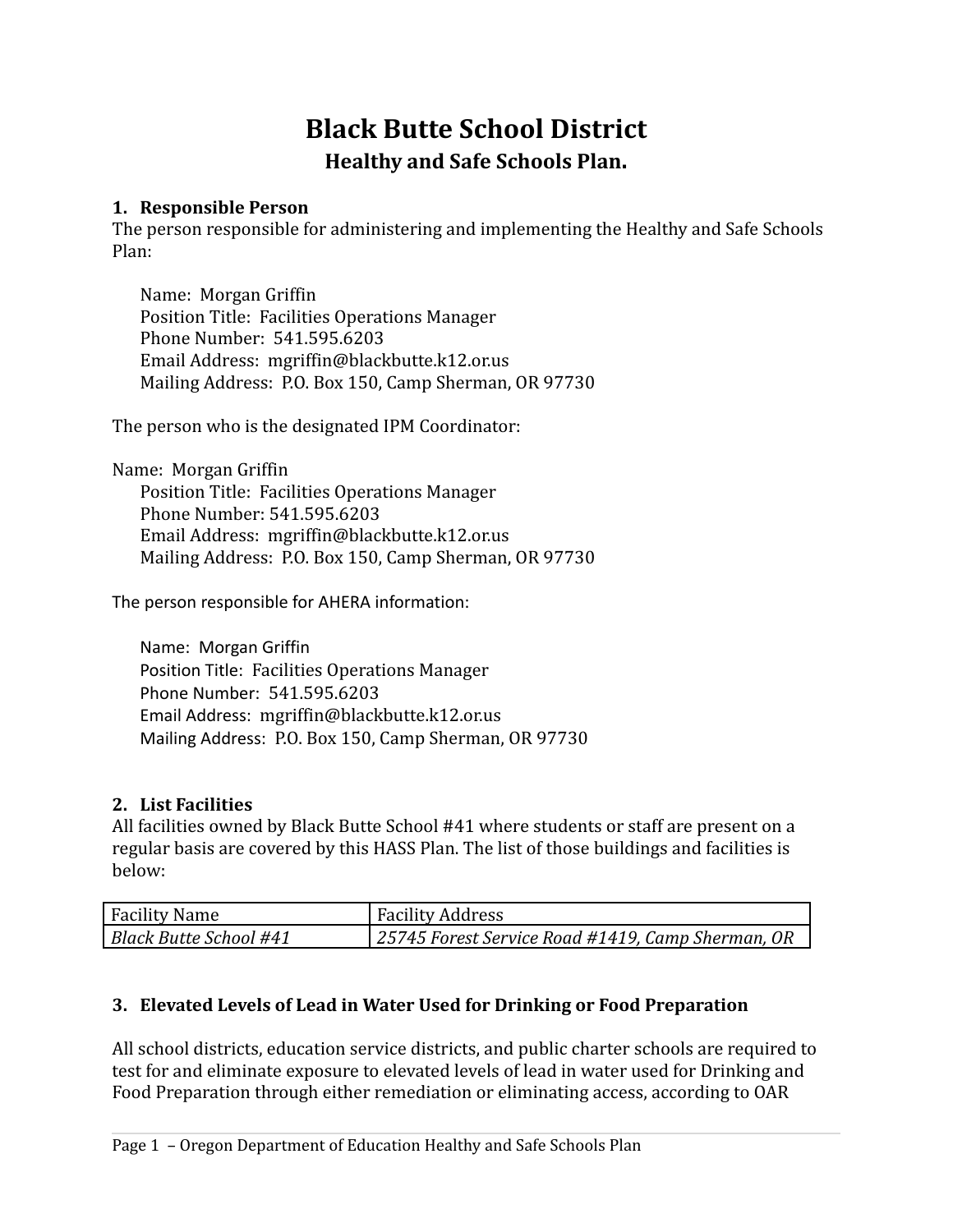# Black Butte School District

## Healthy and Safe Schools Plan.

### 1. Responsible Person

The person responsible for administering and implementing the Healthy and Safe Schools Plan:

Name: Morgan Griffin
Position Title: Facilities Operations Manager
Phone Number: 541.595.6203
Email Address: mgriffin@blackbutte.k12.or.us
Mailing Address: P.O. Box 150, Camp Sherman, OR 97730

The person who is the designated IPM Coordinator:

Name: Morgan Griffin
Position Title: Facilities Operations Manager
Phone Number: 541.595.6203
Email Address: mgriffin@blackbutte.k12.or.us
Mailing Address: P.O. Box 150, Camp Sherman, OR 97730

The person responsible for AHERA information:

Name: Morgan Griffin
Position Title: Facilities Operations Manager
Phone Number: 541.595.6203
Email Address: mgriffin@blackbutte.k12.or.us
Mailing Address: P.O. Box 150, Camp Sherman, OR 97730

### 2. List Facilities

All facilities owned by Black Butte School #41 where students or staff are present on a regular basis are covered by this HASS Plan. The list of those buildings and facilities is below:

| Facility Name | Facility Address |
|---|---|
| *Black Butte School #41* | *25745 Forest Service Road #1419, Camp Sherman, OR* |

### 3. Elevated Levels of Lead in Water Used for Drinking or Food Preparation

All school districts, education service districts, and public charter schools are required to test for and eliminate exposure to elevated levels of lead in water used for Drinking and Food Preparation through either remediation or eliminating access, according to OAR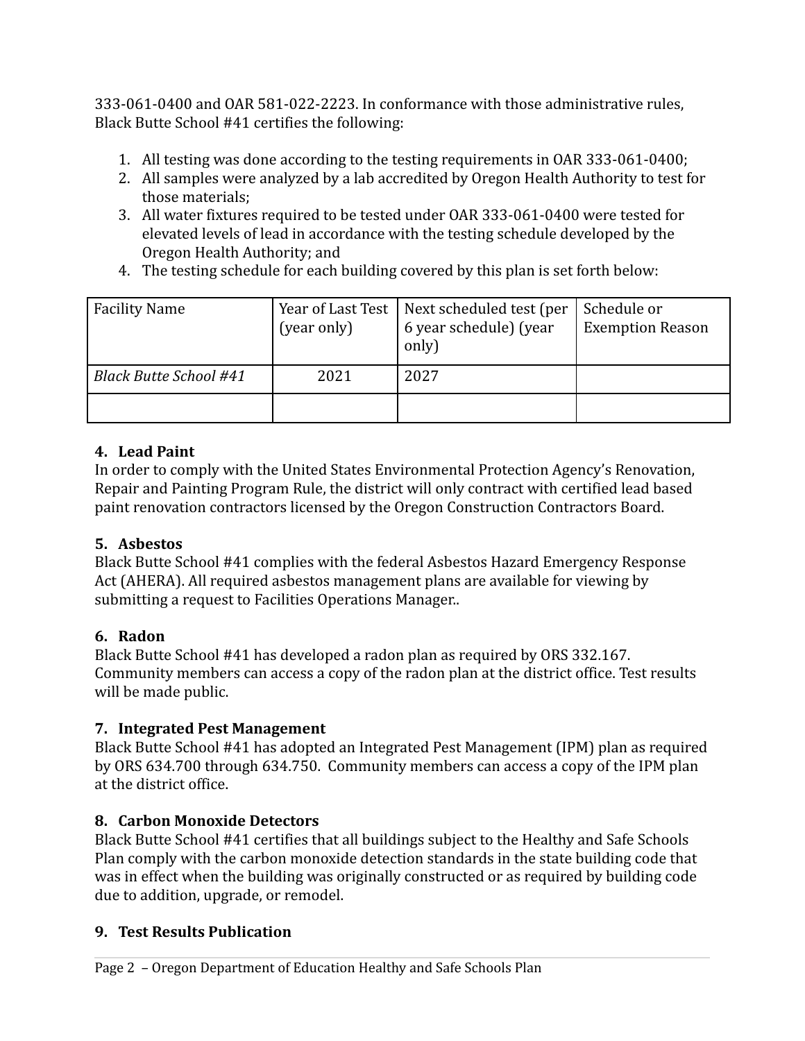333-061-0400 and OAR 581-022-2223. In conformance with those administrative rules, Black Butte School #41 certifies the following:

1. All testing was done according to the testing requirements in OAR 333-061-0400;
2. All samples were analyzed by a lab accredited by Oregon Health Authority to test for those materials;
3. All water fixtures required to be tested under OAR 333-061-0400 were tested for elevated levels of lead in accordance with the testing schedule developed by the Oregon Health Authority; and
4. The testing schedule for each building covered by this plan is set forth below:

| Facility Name | Year of Last Test (year only) | Next scheduled test (per 6 year schedule) (year only) | Schedule or Exemption Reason |
|---|---|---|---|
| *Black Butte School #41* | 2021 | 2027 | |
| | | | |

### 4. Lead Paint

In order to comply with the United States Environmental Protection Agency's Renovation, Repair and Painting Program Rule, the district will only contract with certified lead based paint renovation contractors licensed by the Oregon Construction Contractors Board.

### 5. Asbestos

Black Butte School #41 complies with the federal Asbestos Hazard Emergency Response Act (AHERA). All required asbestos management plans are available for viewing by submitting a request to Facilities Operations Manager..

### 6. Radon

Black Butte School #41 has developed a radon plan as required by ORS 332.167. Community members can access a copy of the radon plan at the district office. Test results will be made public.

### 7. Integrated Pest Management

Black Butte School #41 has adopted an Integrated Pest Management (IPM) plan as required by ORS 634.700 through 634.750. Community members can access a copy of the IPM plan at the district office.

### 8. Carbon Monoxide Detectors

Black Butte School #41 certifies that all buildings subject to the Healthy and Safe Schools Plan comply with the carbon monoxide detection standards in the state building code that was in effect when the building was originally constructed or as required by building code due to addition, upgrade, or remodel.

### 9. Test Results Publication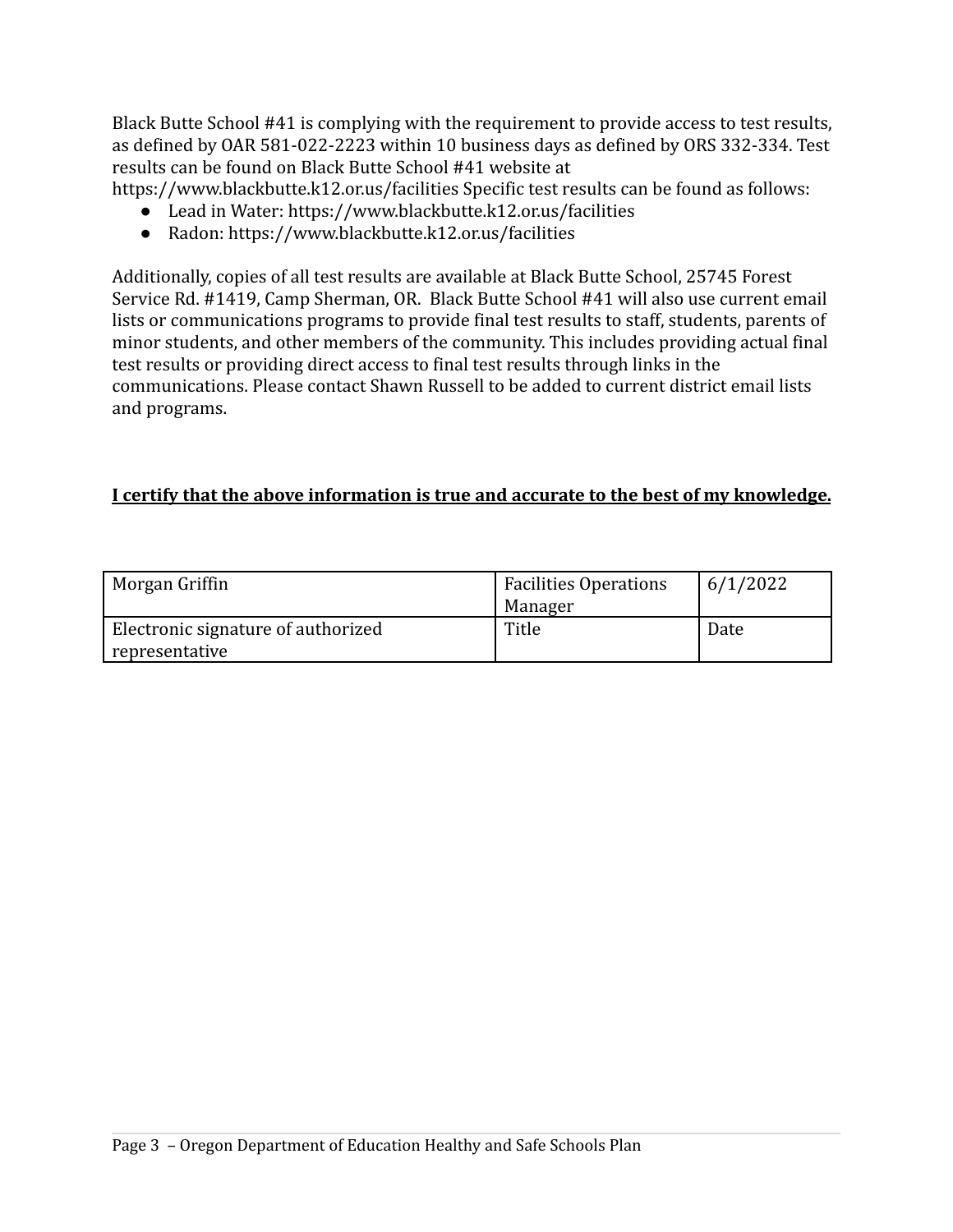Black Butte School #41 is complying with the requirement to provide access to test results, as defined by OAR 581-022-2223 within 10 business days as defined by ORS 332-334. Test results can be found on Black Butte School #41 website at https://www.blackbutte.k12.or.us/facilities Specific test results can be found as follows:

- Lead in Water: https://www.blackbutte.k12.or.us/facilities
- Radon: https://www.blackbutte.k12.or.us/facilities

Additionally, copies of all test results are available at Black Butte School, 25745 Forest Service Rd. #1419, Camp Sherman, OR.  Black Butte School #41 will also use current email lists or communications programs to provide final test results to staff, students, parents of minor students, and other members of the community. This includes providing actual final test results or providing direct access to final test results through links in the communications. Please contact Shawn Russell to be added to current district email lists and programs.

**I certify that the above information is true and accurate to the best of my knowledge.**

| | | |
|---|---|---|
| Morgan Griffin | Facilities Operations Manager | 6/1/2022 |
| Electronic signature of authorized representative | Title | Date |